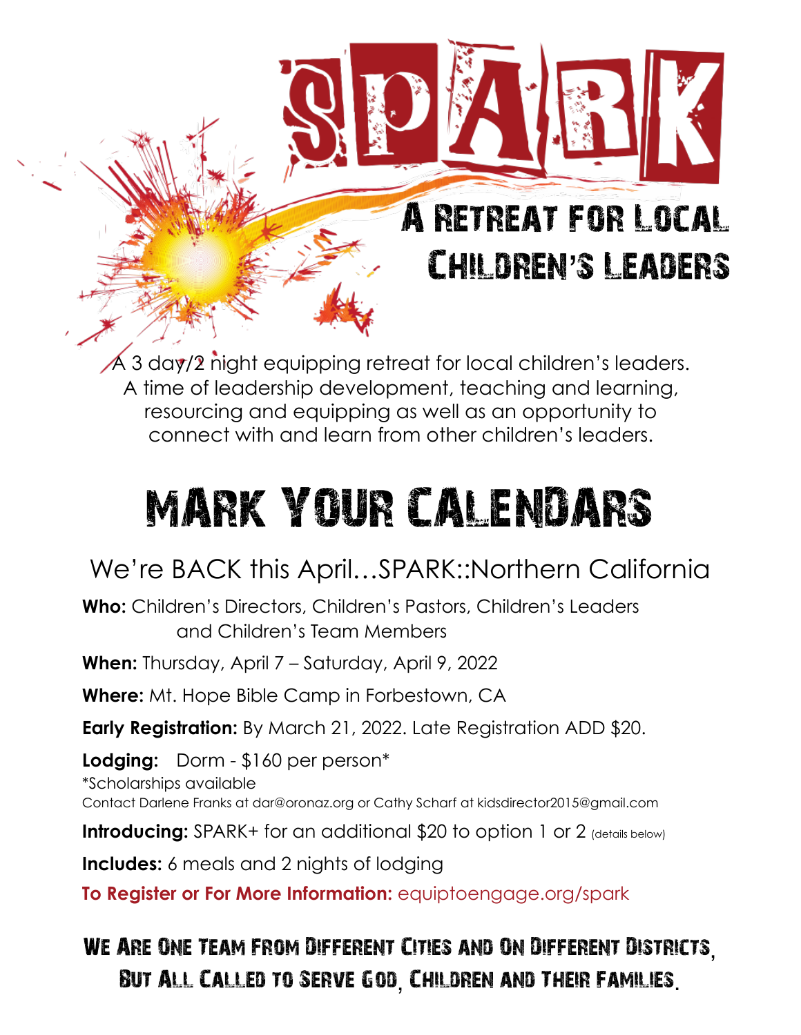# SPARK

## A Retreat for Local Children's Leaders

A 3 day/2 night equipping retreat for local children's leaders. A time of leadership development, teaching and learning, resourcing and equipping as well as an opportunity to connect with and learn from other children's leaders.

# MARK YOUR CALENDARS

## We're BACK this April…SPARK::Northern California

**Who:** Children's Directors, Children's Pastors, Children's Leaders and Children's Team Members

**When:** Thursday, April 7 – Saturday, April 9, 2022

**Where:** Mt. Hope Bible Camp in Forbestown, CA

**Early Registration:** By March 21, 2022. Late Registration ADD $20.

**Lodging:** Dorm - $160 per person*

*Scholarships available

Contact Darlene Franks at dar@oronaz.org or Cathy Scharf at kidsdirector2015@gmail.com

**Introducing:** SPARK+ for an additional $20 to option 1 or 2 (details below)

**Includes:** 6 meals and 2 nights of lodging

**To Register or For More Information:** equiptoengage.org/spark

**We Are One Team From Different Cities and On Different Districts, But All Called to Serve God, Children and Their Families.**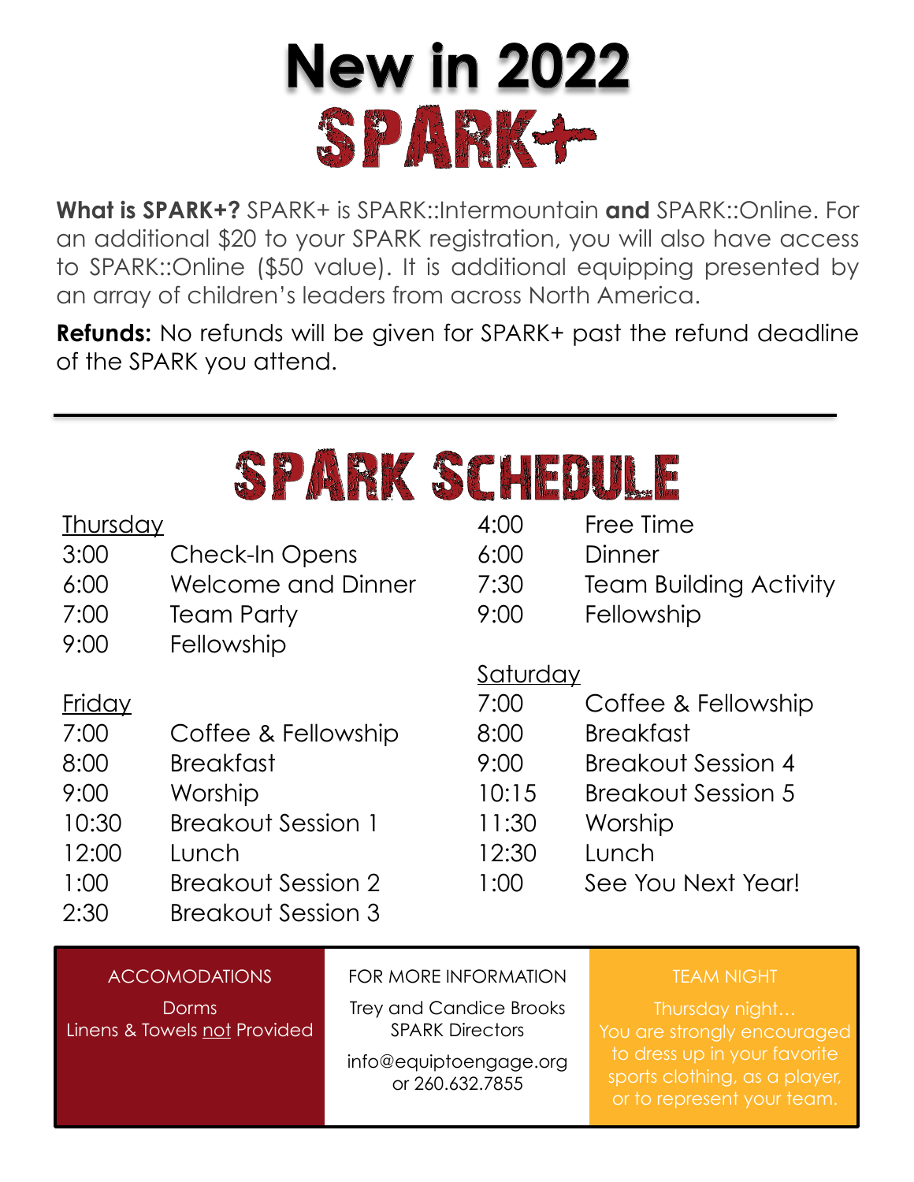# New in 2022

# SPARK+

**What is SPARK+?** SPARK+ is SPARK::Intermountain **and** SPARK::Online. For an additional $20 to your SPARK registration, you will also have access to SPARK::Online ($50 value). It is additional equipping presented by an array of children's leaders from across North America.

**Refunds:** No refunds will be given for SPARK+ past the refund deadline of the SPARK you attend.

---

# SPARK SCHEDULE

**Thursday**

| | |
|---|---|
| 3:00 | Check-In Opens |
| 6:00 | Welcome and Dinner |
| 7:00 | Team Party |
| 9:00 | Fellowship |

**Friday**

| | |
|---|---|
| 7:00 | Coffee & Fellowship |
| 8:00 | Breakfast |
| 9:00 | Worship |
| 10:30 | Breakout Session 1 |
| 12:00 | Lunch |
| 1:00 | Breakout Session 2 |
| 2:30 | Breakout Session 3 |
| 4:00 | Free Time |
| 6:00 | Dinner |
| 7:30 | Team Building Activity |
| 9:00 | Fellowship |

**Saturday**

| | |
|---|---|
| 7:00 | Coffee & Fellowship |
| 8:00 | Breakfast |
| 9:00 | Breakout Session 4 |
| 10:15 | Breakout Session 5 |
| 11:30 | Worship |
| 12:30 | Lunch |
| 1:00 | See You Next Year! |

ACCOMODATIONS

Dorms
Linens & Towels not Provided

FOR MORE INFORMATION

Trey and Candice Brooks
SPARK Directors

info@equiptoengage.org
or 260.632.7855

TEAM NIGHT

Thursday night...
You are strongly encouraged to dress up in your favorite sports clothing, as a player, or to represent your team.